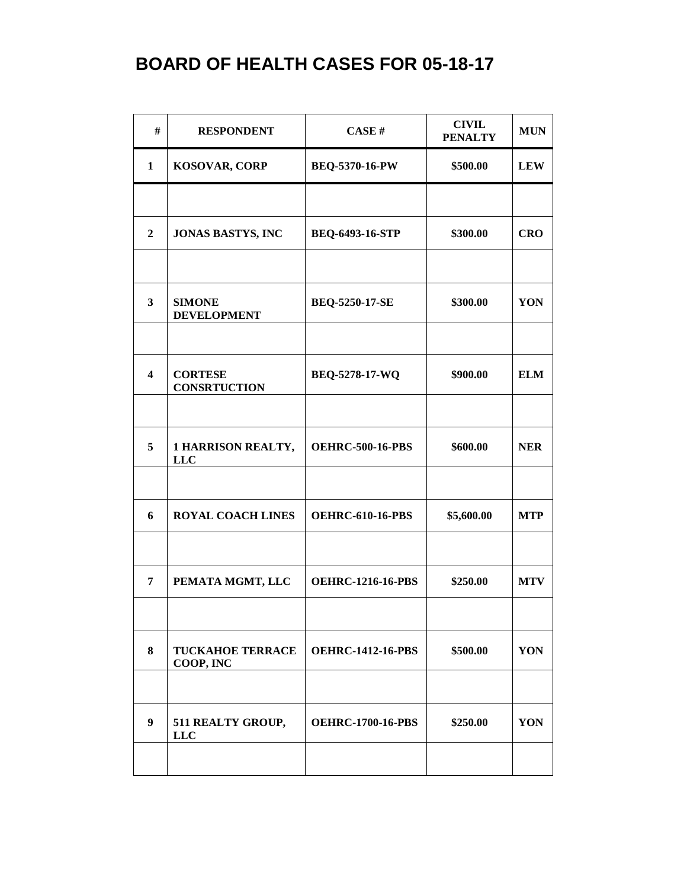# BOARD OF HEALTH CASES FOR 05-18-17

| # | RESPONDENT | CASE # | CIVIL PENALTY | MUN |
|---|---|---|---|---|
| 1 | KOSOVAR, CORP | BEQ-5370-16-PW | $500.00 | LEW |
| | | | | |
| 2 | JONAS BASTYS, INC | BEQ-6493-16-STP | $300.00 | CRO |
| | | | | |
| 3 | SIMONE DEVELOPMENT | BEQ-5250-17-SE | $300.00 | YON |
| | | | | |
| 4 | CORTESE CONSRTUCTION | BEQ-5278-17-WQ | $900.00 | ELM |
| | | | | |
| 5 | 1 HARRISON REALTY, LLC | OEHRC-500-16-PBS | $600.00 | NER |
| | | | | |
| 6 | ROYAL COACH LINES | OEHRC-610-16-PBS | $5,600.00 | MTP |
| | | | | |
| 7 | PEMATA MGMT, LLC | OEHRC-1216-16-PBS | $250.00 | MTV |
| | | | | |
| 8 | TUCKAHOE TERRACE COOP, INC | OEHRC-1412-16-PBS | $500.00 | YON |
| | | | | |
| 9 | 511 REALTY GROUP, LLC | OEHRC-1700-16-PBS | $250.00 | YON |
| | | | | |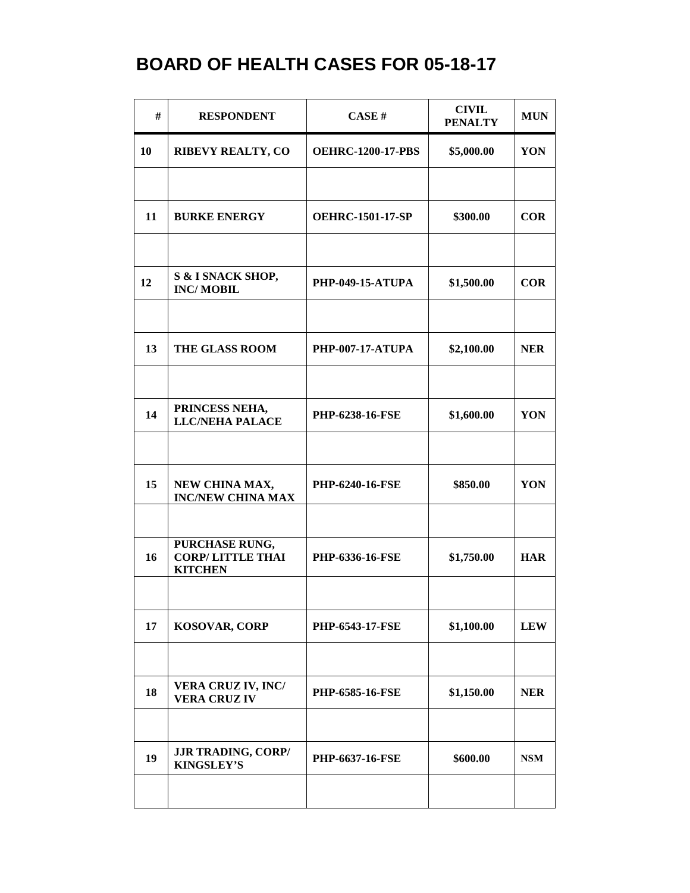# BOARD OF HEALTH CASES FOR 05-18-17

| # | RESPONDENT | CASE # | CIVIL PENALTY | MUN |
|---|---|---|---|---|
| 10 | RIBEVY REALTY, CO | OEHRC-1200-17-PBS | $5,000.00 | YON |
| | | | | |
| 11 | BURKE ENERGY | OEHRC-1501-17-SP | $300.00 | COR |
| | | | | |
| 12 | S & I SNACK SHOP, INC/ MOBIL | PHP-049-15-ATUPA | $1,500.00 | COR |
| | | | | |
| 13 | THE GLASS ROOM | PHP-007-17-ATUPA | $2,100.00 | NER |
| | | | | |
| 14 | PRINCESS NEHA, LLC/NEHA PALACE | PHP-6238-16-FSE | $1,600.00 | YON |
| | | | | |
| 15 | NEW CHINA MAX, INC/NEW CHINA MAX | PHP-6240-16-FSE | $850.00 | YON |
| | | | | |
| 16 | PURCHASE RUNG, CORP/ LITTLE THAI KITCHEN | PHP-6336-16-FSE | $1,750.00 | HAR |
| | | | | |
| 17 | KOSOVAR, CORP | PHP-6543-17-FSE | $1,100.00 | LEW |
| | | | | |
| 18 | VERA CRUZ IV, INC/ VERA CRUZ IV | PHP-6585-16-FSE | $1,150.00 | NER |
| | | | | |
| 19 | JJR TRADING, CORP/ KINGSLEY'S | PHP-6637-16-FSE | $600.00 | NSM |
| | | | | |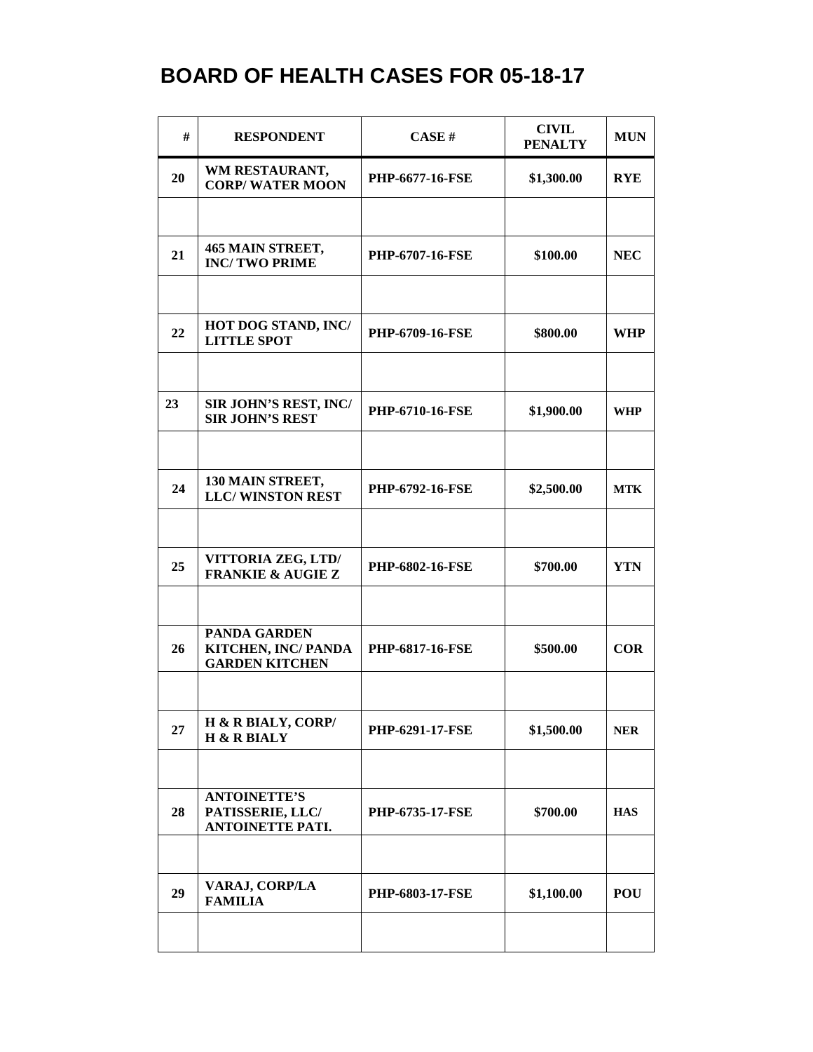# BOARD OF HEALTH CASES FOR 05-18-17

| # | RESPONDENT | CASE # | CIVIL PENALTY | MUN |
|---|---|---|---|---|
| 20 | WM RESTAURANT, CORP/ WATER MOON | PHP-6677-16-FSE | $1,300.00 | RYE |
| | | | | |
| 21 | 465 MAIN STREET, INC/ TWO PRIME | PHP-6707-16-FSE | $100.00 | NEC |
| | | | | |
| 22 | HOT DOG STAND, INC/ LITTLE SPOT | PHP-6709-16-FSE | $800.00 | WHP |
| | | | | |
| 23 | SIR JOHN'S REST, INC/ SIR JOHN'S REST | PHP-6710-16-FSE | $1,900.00 | WHP |
| | | | | |
| 24 | 130 MAIN STREET, LLC/ WINSTON REST | PHP-6792-16-FSE | $2,500.00 | MTK |
| | | | | |
| 25 | VITTORIA ZEG, LTD/ FRANKIE & AUGIE Z | PHP-6802-16-FSE | $700.00 | YTN |
| | | | | |
| 26 | PANDA GARDEN KITCHEN, INC/ PANDA GARDEN KITCHEN | PHP-6817-16-FSE | $500.00 | COR |
| | | | | |
| 27 | H & R BIALY, CORP/ H & R BIALY | PHP-6291-17-FSE | $1,500.00 | NER |
| | | | | |
| 28 | ANTOINETTE'S PATISSERIE, LLC/ ANTOINETTE PATI. | PHP-6735-17-FSE | $700.00 | HAS |
| | | | | |
| 29 | VARAJ, CORP/LA FAMILIA | PHP-6803-17-FSE | $1,100.00 | POU |
| | | | | |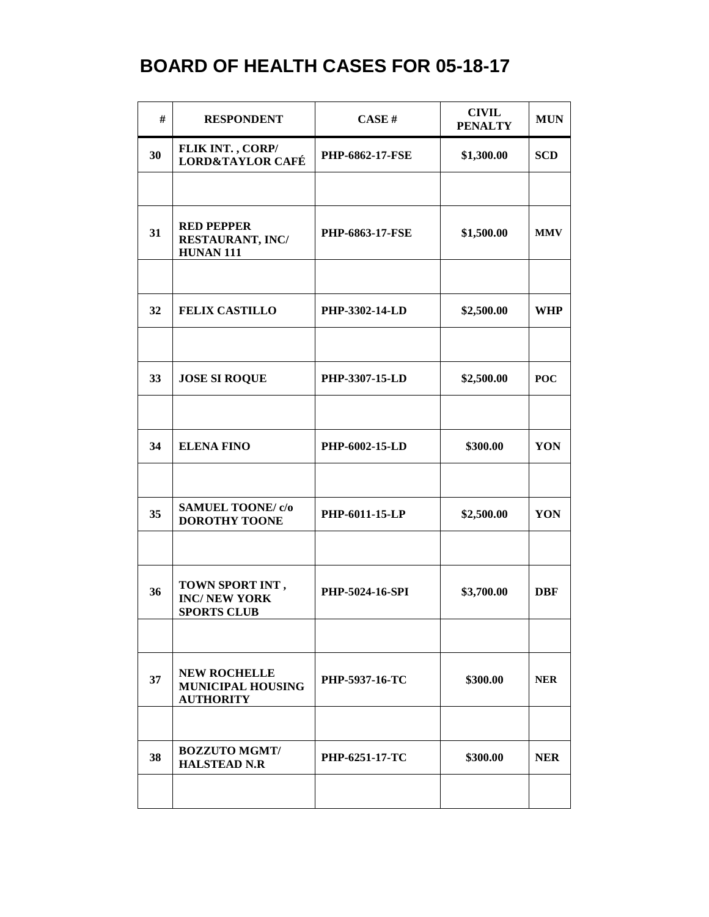# BOARD OF HEALTH CASES FOR 05-18-17

| # | RESPONDENT | CASE # | CIVIL PENALTY | MUN |
|---|---|---|---|---|
| 30 | FLIK INT. , CORP/ LORD&TAYLOR CAFÉ | PHP-6862-17-FSE | $1,300.00 | SCD |
| | | | | |
| 31 | RED PEPPER RESTAURANT, INC/ HUNAN 111 | PHP-6863-17-FSE | $1,500.00 | MMV |
| | | | | |
| 32 | FELIX CASTILLO | PHP-3302-14-LD | $2,500.00 | WHP |
| | | | | |
| 33 | JOSE SI ROQUE | PHP-3307-15-LD | $2,500.00 | POC |
| | | | | |
| 34 | ELENA FINO | PHP-6002-15-LD | $300.00 | YON |
| | | | | |
| 35 | SAMUEL TOONE/ c/o DOROTHY TOONE | PHP-6011-15-LP | $2,500.00 | YON |
| | | | | |
| 36 | TOWN SPORT INT , INC/ NEW YORK SPORTS CLUB | PHP-5024-16-SPI | $3,700.00 | DBF |
| | | | | |
| 37 | NEW ROCHELLE MUNICIPAL HOUSING AUTHORITY | PHP-5937-16-TC | $300.00 | NER |
| | | | | |
| 38 | BOZZUTO MGMT/ HALSTEAD N.R | PHP-6251-17-TC | $300.00 | NER |
| | | | | |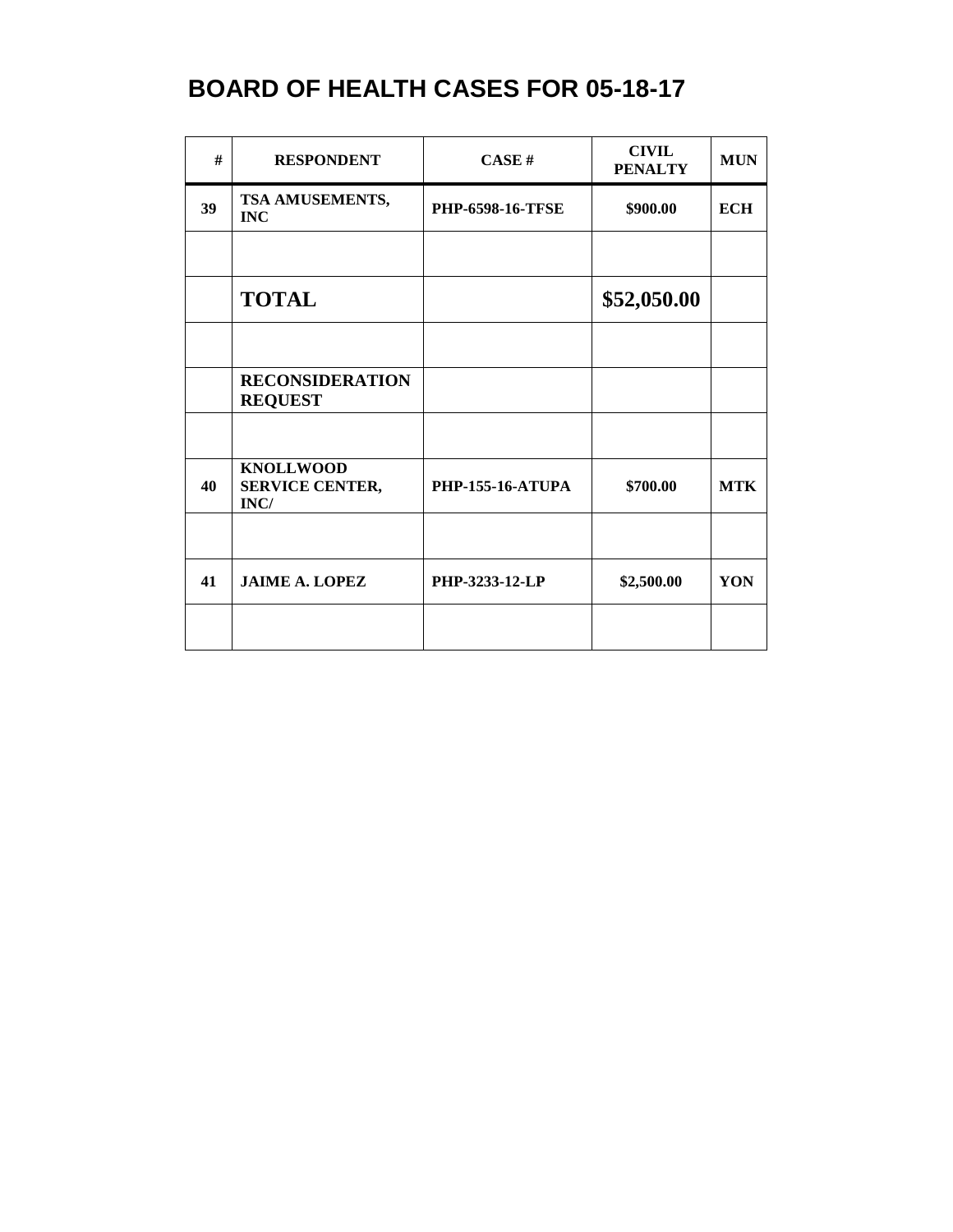# BOARD OF HEALTH CASES FOR 05-18-17

| # | RESPONDENT | CASE # | CIVIL PENALTY | MUN |
|---|---|---|---|---|
| 39 | TSA AMUSEMENTS, INC | PHP-6598-16-TFSE | $900.00 | ECH |
| | | | | |
| | **TOTAL** | | **$52,050.00** | |
| | | | | |
| | **RECONSIDERATION REQUEST** | | | |
| | | | | |
| 40 | KNOLLWOOD SERVICE CENTER, INC/ | PHP-155-16-ATUPA | $700.00 | MTK |
| | | | | |
| 41 | JAIME A. LOPEZ | PHP-3233-12-LP | $2,500.00 | YON |
| | | | | |